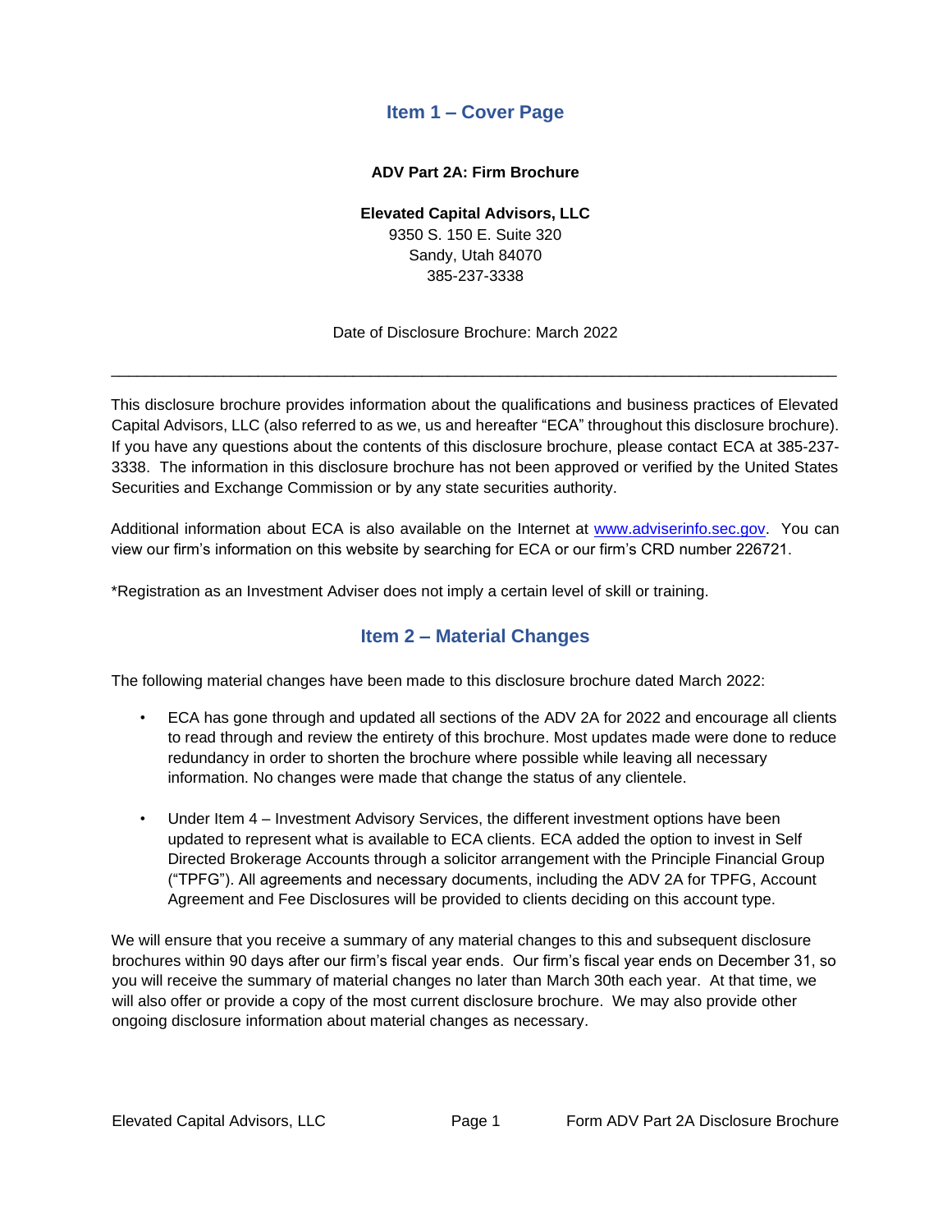# Item 1 – Cover Page

**ADV Part 2A: Firm Brochure**

**Elevated Capital Advisors, LLC**
9350 S. 150 E. Suite 320
Sandy, Utah 84070
385-237-3338

Date of Disclosure Brochure: March 2022

---

This disclosure brochure provides information about the qualifications and business practices of Elevated Capital Advisors, LLC (also referred to as we, us and hereafter "ECA" throughout this disclosure brochure). If you have any questions about the contents of this disclosure brochure, please contact ECA at 385-237-3338. The information in this disclosure brochure has not been approved or verified by the United States Securities and Exchange Commission or by any state securities authority.

Additional information about ECA is also available on the Internet at www.adviserinfo.sec.gov. You can view our firm's information on this website by searching for ECA or our firm's CRD number 226721.

*Registration as an Investment Adviser does not imply a certain level of skill or training.

# Item 2 – Material Changes

The following material changes have been made to this disclosure brochure dated March 2022:

- ECA has gone through and updated all sections of the ADV 2A for 2022 and encourage all clients to read through and review the entirety of this brochure. Most updates made were done to reduce redundancy in order to shorten the brochure where possible while leaving all necessary information. No changes were made that change the status of any clientele.

- Under Item 4 – Investment Advisory Services, the different investment options have been updated to represent what is available to ECA clients. ECA added the option to invest in Self Directed Brokerage Accounts through a solicitor arrangement with the Principle Financial Group ("TPFG"). All agreements and necessary documents, including the ADV 2A for TPFG, Account Agreement and Fee Disclosures will be provided to clients deciding on this account type.

We will ensure that you receive a summary of any material changes to this and subsequent disclosure brochures within 90 days after our firm's fiscal year ends. Our firm's fiscal year ends on December 31, so you will receive the summary of material changes no later than March 30th each year. At that time, we will also offer or provide a copy of the most current disclosure brochure. We may also provide other ongoing disclosure information about material changes as necessary.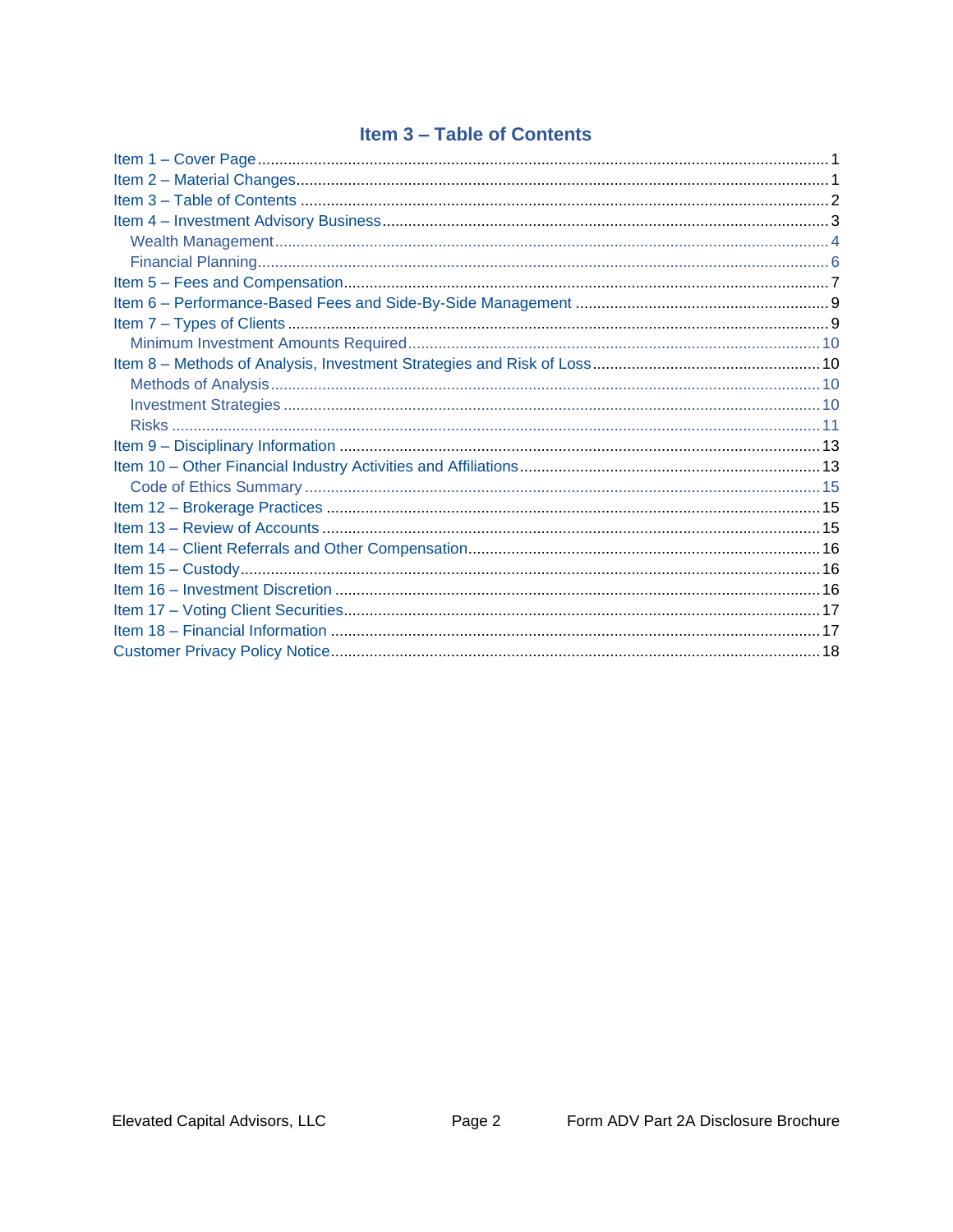## Item 3 – Table of Contents

Item 1 – Cover Page ........ 1
Item 2 – Material Changes ........ 1
Item 3 – Table of Contents ........ 2
Item 4 – Investment Advisory Business ........ 3
  Wealth Management ........ 4
  Financial Planning ........ 6
Item 5 – Fees and Compensation ........ 7
Item 6 – Performance-Based Fees and Side-By-Side Management ........ 9
Item 7 – Types of Clients ........ 9
  Minimum Investment Amounts Required ........ 10
Item 8 – Methods of Analysis, Investment Strategies and Risk of Loss ........ 10
  Methods of Analysis ........ 10
  Investment Strategies ........ 10
  Risks ........ 11
Item 9 – Disciplinary Information ........ 13
Item 10 – Other Financial Industry Activities and Affiliations ........ 13
  Code of Ethics Summary ........ 15
Item 12 – Brokerage Practices ........ 15
Item 13 – Review of Accounts ........ 15
Item 14 – Client Referrals and Other Compensation ........ 16
Item 15 – Custody ........ 16
Item 16 – Investment Discretion ........ 16
Item 17 – Voting Client Securities ........ 17
Item 18 – Financial Information ........ 17
Customer Privacy Policy Notice ........ 18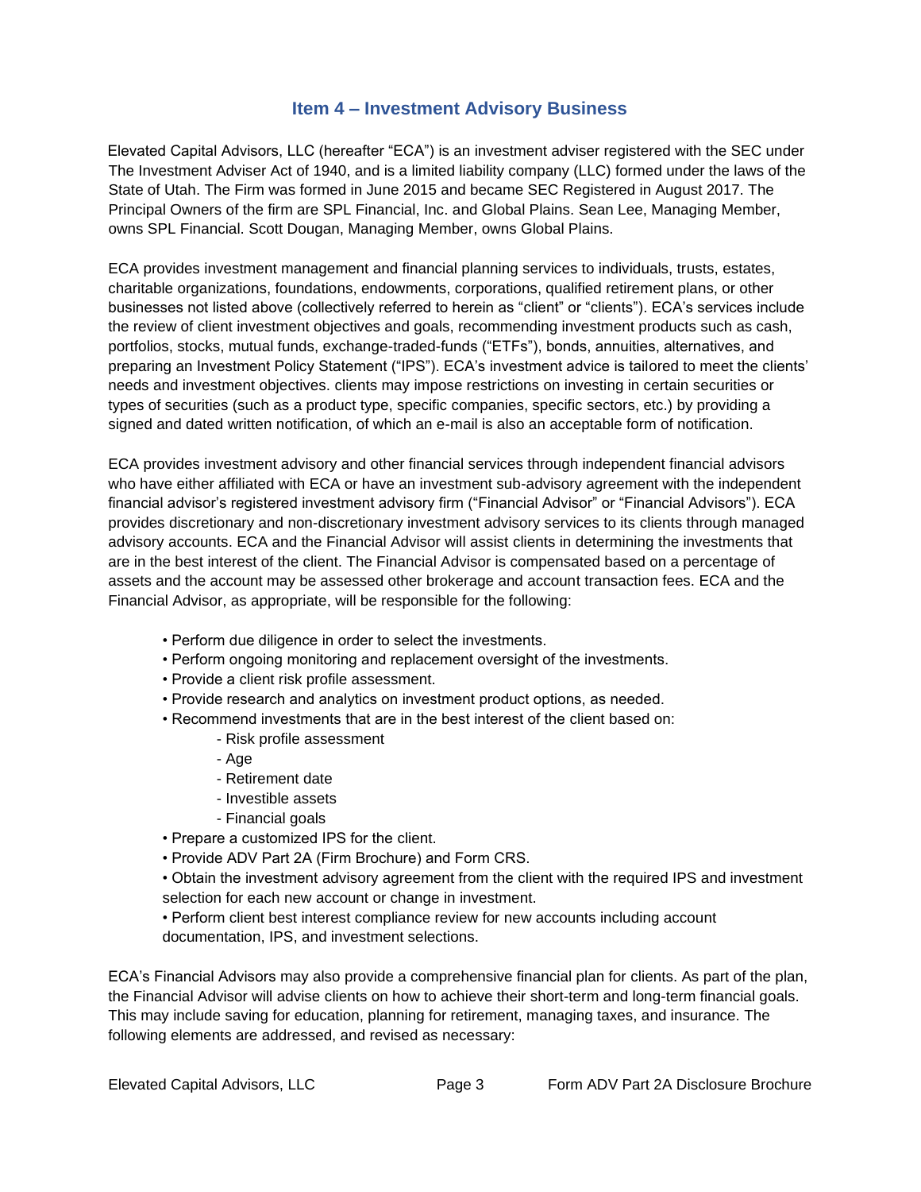## Item 4 – Investment Advisory Business

Elevated Capital Advisors, LLC (hereafter "ECA") is an investment adviser registered with the SEC under The Investment Adviser Act of 1940, and is a limited liability company (LLC) formed under the laws of the State of Utah. The Firm was formed in June 2015 and became SEC Registered in August 2017. The Principal Owners of the firm are SPL Financial, Inc. and Global Plains. Sean Lee, Managing Member, owns SPL Financial. Scott Dougan, Managing Member, owns Global Plains.

ECA provides investment management and financial planning services to individuals, trusts, estates, charitable organizations, foundations, endowments, corporations, qualified retirement plans, or other businesses not listed above (collectively referred to herein as "client" or "clients"). ECA's services include the review of client investment objectives and goals, recommending investment products such as cash, portfolios, stocks, mutual funds, exchange-traded-funds ("ETFs"), bonds, annuities, alternatives, and preparing an Investment Policy Statement ("IPS"). ECA's investment advice is tailored to meet the clients' needs and investment objectives. clients may impose restrictions on investing in certain securities or types of securities (such as a product type, specific companies, specific sectors, etc.) by providing a signed and dated written notification, of which an e-mail is also an acceptable form of notification.

ECA provides investment advisory and other financial services through independent financial advisors who have either affiliated with ECA or have an investment sub-advisory agreement with the independent financial advisor's registered investment advisory firm ("Financial Advisor" or "Financial Advisors"). ECA provides discretionary and non-discretionary investment advisory services to its clients through managed advisory accounts. ECA and the Financial Advisor will assist clients in determining the investments that are in the best interest of the client. The Financial Advisor is compensated based on a percentage of assets and the account may be assessed other brokerage and account transaction fees. ECA and the Financial Advisor, as appropriate, will be responsible for the following:

- Perform due diligence in order to select the investments.
- Perform ongoing monitoring and replacement oversight of the investments.
- Provide a client risk profile assessment.
- Provide research and analytics on investment product options, as needed.
- Recommend investments that are in the best interest of the client based on:
  - Risk profile assessment
  - Age
  - Retirement date
  - Investible assets
  - Financial goals
- Prepare a customized IPS for the client.
- Provide ADV Part 2A (Firm Brochure) and Form CRS.
- Obtain the investment advisory agreement from the client with the required IPS and investment selection for each new account or change in investment.
- Perform client best interest compliance review for new accounts including account documentation, IPS, and investment selections.

ECA's Financial Advisors may also provide a comprehensive financial plan for clients. As part of the plan, the Financial Advisor will advise clients on how to achieve their short-term and long-term financial goals. This may include saving for education, planning for retirement, managing taxes, and insurance. The following elements are addressed, and revised as necessary: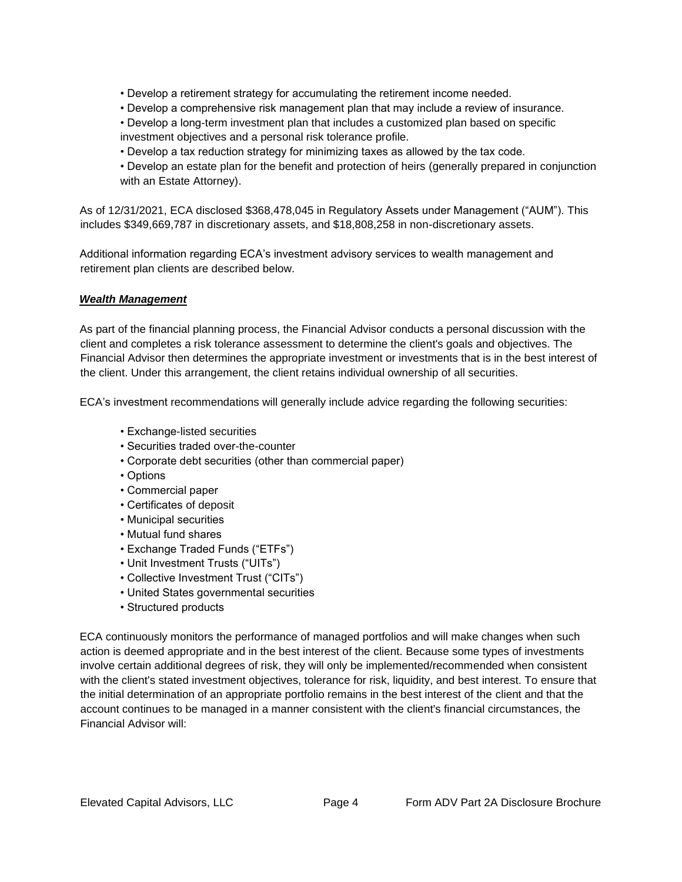- Develop a retirement strategy for accumulating the retirement income needed.
- Develop a comprehensive risk management plan that may include a review of insurance.
- Develop a long-term investment plan that includes a customized plan based on specific investment objectives and a personal risk tolerance profile.
- Develop a tax reduction strategy for minimizing taxes as allowed by the tax code.
- Develop an estate plan for the benefit and protection of heirs (generally prepared in conjunction with an Estate Attorney).

As of 12/31/2021, ECA disclosed $368,478,045 in Regulatory Assets under Management ("AUM"). This includes $349,669,787 in discretionary assets, and $18,808,258 in non-discretionary assets.

Additional information regarding ECA's investment advisory services to wealth management and retirement plan clients are described below.

***Wealth Management***

As part of the financial planning process, the Financial Advisor conducts a personal discussion with the client and completes a risk tolerance assessment to determine the client's goals and objectives. The Financial Advisor then determines the appropriate investment or investments that is in the best interest of the client. Under this arrangement, the client retains individual ownership of all securities.

ECA's investment recommendations will generally include advice regarding the following securities:

- Exchange-listed securities
- Securities traded over-the-counter
- Corporate debt securities (other than commercial paper)
- Options
- Commercial paper
- Certificates of deposit
- Municipal securities
- Mutual fund shares
- Exchange Traded Funds ("ETFs")
- Unit Investment Trusts ("UITs")
- Collective Investment Trust ("CITs")
- United States governmental securities
- Structured products

ECA continuously monitors the performance of managed portfolios and will make changes when such action is deemed appropriate and in the best interest of the client. Because some types of investments involve certain additional degrees of risk, they will only be implemented/recommended when consistent with the client's stated investment objectives, tolerance for risk, liquidity, and best interest. To ensure that the initial determination of an appropriate portfolio remains in the best interest of the client and that the account continues to be managed in a manner consistent with the client's financial circumstances, the Financial Advisor will: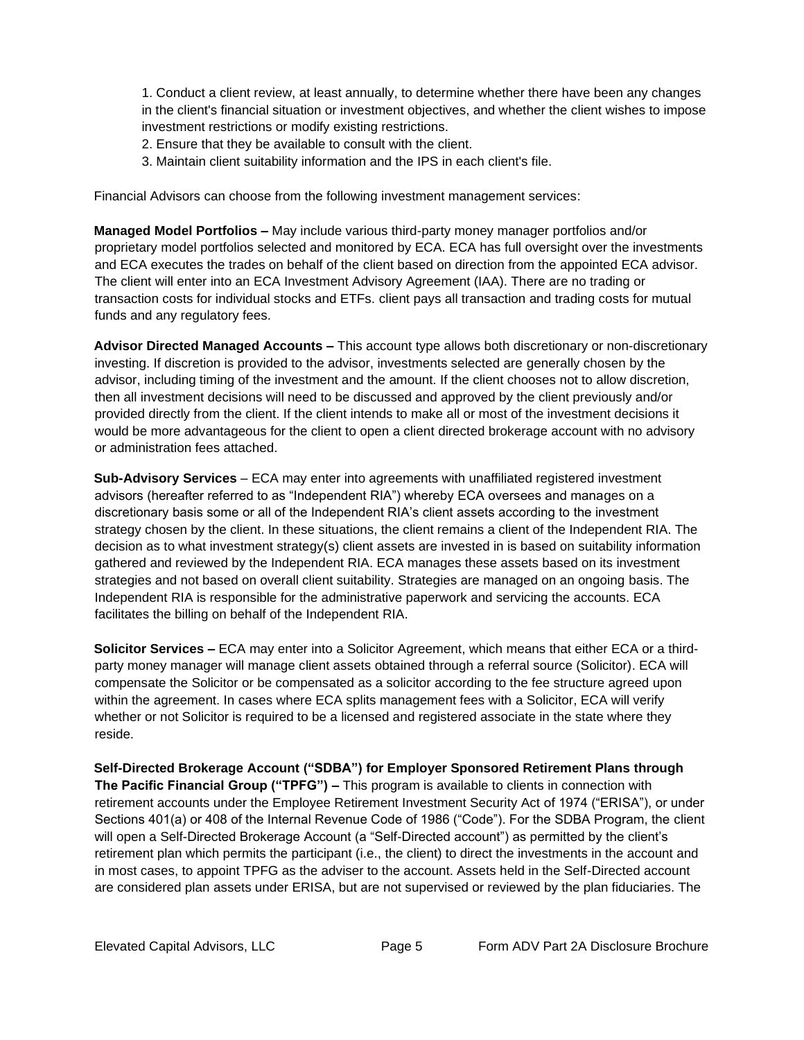1. Conduct a client review, at least annually, to determine whether there have been any changes in the client's financial situation or investment objectives, and whether the client wishes to impose investment restrictions or modify existing restrictions.
2. Ensure that they be available to consult with the client.
3. Maintain client suitability information and the IPS in each client's file.

Financial Advisors can choose from the following investment management services:

**Managed Model Portfolios –** May include various third-party money manager portfolios and/or proprietary model portfolios selected and monitored by ECA. ECA has full oversight over the investments and ECA executes the trades on behalf of the client based on direction from the appointed ECA advisor. The client will enter into an ECA Investment Advisory Agreement (IAA). There are no trading or transaction costs for individual stocks and ETFs. client pays all transaction and trading costs for mutual funds and any regulatory fees.

**Advisor Directed Managed Accounts –** This account type allows both discretionary or non-discretionary investing. If discretion is provided to the advisor, investments selected are generally chosen by the advisor, including timing of the investment and the amount. If the client chooses not to allow discretion, then all investment decisions will need to be discussed and approved by the client previously and/or provided directly from the client. If the client intends to make all or most of the investment decisions it would be more advantageous for the client to open a client directed brokerage account with no advisory or administration fees attached.

**Sub-Advisory Services** – ECA may enter into agreements with unaffiliated registered investment advisors (hereafter referred to as "Independent RIA") whereby ECA oversees and manages on a discretionary basis some or all of the Independent RIA's client assets according to the investment strategy chosen by the client. In these situations, the client remains a client of the Independent RIA. The decision as to what investment strategy(s) client assets are invested in is based on suitability information gathered and reviewed by the Independent RIA. ECA manages these assets based on its investment strategies and not based on overall client suitability. Strategies are managed on an ongoing basis. The Independent RIA is responsible for the administrative paperwork and servicing the accounts. ECA facilitates the billing on behalf of the Independent RIA.

**Solicitor Services –** ECA may enter into a Solicitor Agreement, which means that either ECA or a third-party money manager will manage client assets obtained through a referral source (Solicitor). ECA will compensate the Solicitor or be compensated as a solicitor according to the fee structure agreed upon within the agreement. In cases where ECA splits management fees with a Solicitor, ECA will verify whether or not Solicitor is required to be a licensed and registered associate in the state where they reside.

**Self-Directed Brokerage Account ("SDBA") for Employer Sponsored Retirement Plans through The Pacific Financial Group ("TPFG") –** This program is available to clients in connection with retirement accounts under the Employee Retirement Investment Security Act of 1974 ("ERISA"), or under Sections 401(a) or 408 of the Internal Revenue Code of 1986 ("Code"). For the SDBA Program, the client will open a Self-Directed Brokerage Account (a "Self-Directed account") as permitted by the client's retirement plan which permits the participant (i.e., the client) to direct the investments in the account and in most cases, to appoint TPFG as the adviser to the account. Assets held in the Self-Directed account are considered plan assets under ERISA, but are not supervised or reviewed by the plan fiduciaries. The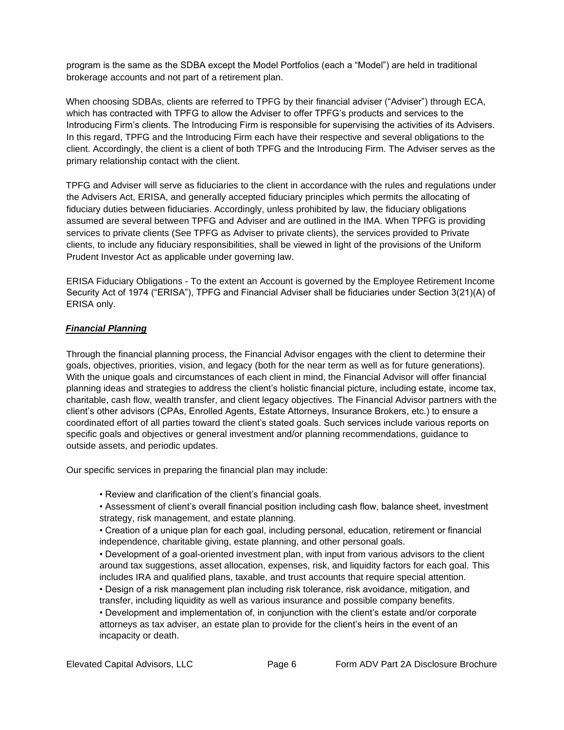program is the same as the SDBA except the Model Portfolios (each a "Model") are held in traditional brokerage accounts and not part of a retirement plan.

When choosing SDBAs, clients are referred to TPFG by their financial adviser ("Adviser") through ECA, which has contracted with TPFG to allow the Adviser to offer TPFG's products and services to the Introducing Firm's clients. The Introducing Firm is responsible for supervising the activities of its Advisers. In this regard, TPFG and the Introducing Firm each have their respective and several obligations to the client. Accordingly, the client is a client of both TPFG and the Introducing Firm. The Adviser serves as the primary relationship contact with the client.

TPFG and Adviser will serve as fiduciaries to the client in accordance with the rules and regulations under the Advisers Act, ERISA, and generally accepted fiduciary principles which permits the allocating of fiduciary duties between fiduciaries. Accordingly, unless prohibited by law, the fiduciary obligations assumed are several between TPFG and Adviser and are outlined in the IMA. When TPFG is providing services to private clients (See TPFG as Adviser to private clients), the services provided to Private clients, to include any fiduciary responsibilities, shall be viewed in light of the provisions of the Uniform Prudent Investor Act as applicable under governing law.

ERISA Fiduciary Obligations - To the extent an Account is governed by the Employee Retirement Income Security Act of 1974 ("ERISA"), TPFG and Financial Adviser shall be fiduciaries under Section 3(21)(A) of ERISA only.

***Financial Planning***

Through the financial planning process, the Financial Advisor engages with the client to determine their goals, objectives, priorities, vision, and legacy (both for the near term as well as for future generations). With the unique goals and circumstances of each client in mind, the Financial Advisor will offer financial planning ideas and strategies to address the client's holistic financial picture, including estate, income tax, charitable, cash flow, wealth transfer, and client legacy objectives. The Financial Advisor partners with the client's other advisors (CPAs, Enrolled Agents, Estate Attorneys, Insurance Brokers, etc.) to ensure a coordinated effort of all parties toward the client's stated goals. Such services include various reports on specific goals and objectives or general investment and/or planning recommendations, guidance to outside assets, and periodic updates.

Our specific services in preparing the financial plan may include:

- Review and clarification of the client's financial goals.
- Assessment of client's overall financial position including cash flow, balance sheet, investment strategy, risk management, and estate planning.
- Creation of a unique plan for each goal, including personal, education, retirement or financial independence, charitable giving, estate planning, and other personal goals.
- Development of a goal-oriented investment plan, with input from various advisors to the client around tax suggestions, asset allocation, expenses, risk, and liquidity factors for each goal. This includes IRA and qualified plans, taxable, and trust accounts that require special attention.
- Design of a risk management plan including risk tolerance, risk avoidance, mitigation, and transfer, including liquidity as well as various insurance and possible company benefits.
- Development and implementation of, in conjunction with the client's estate and/or corporate attorneys as tax adviser, an estate plan to provide for the client's heirs in the event of an incapacity or death.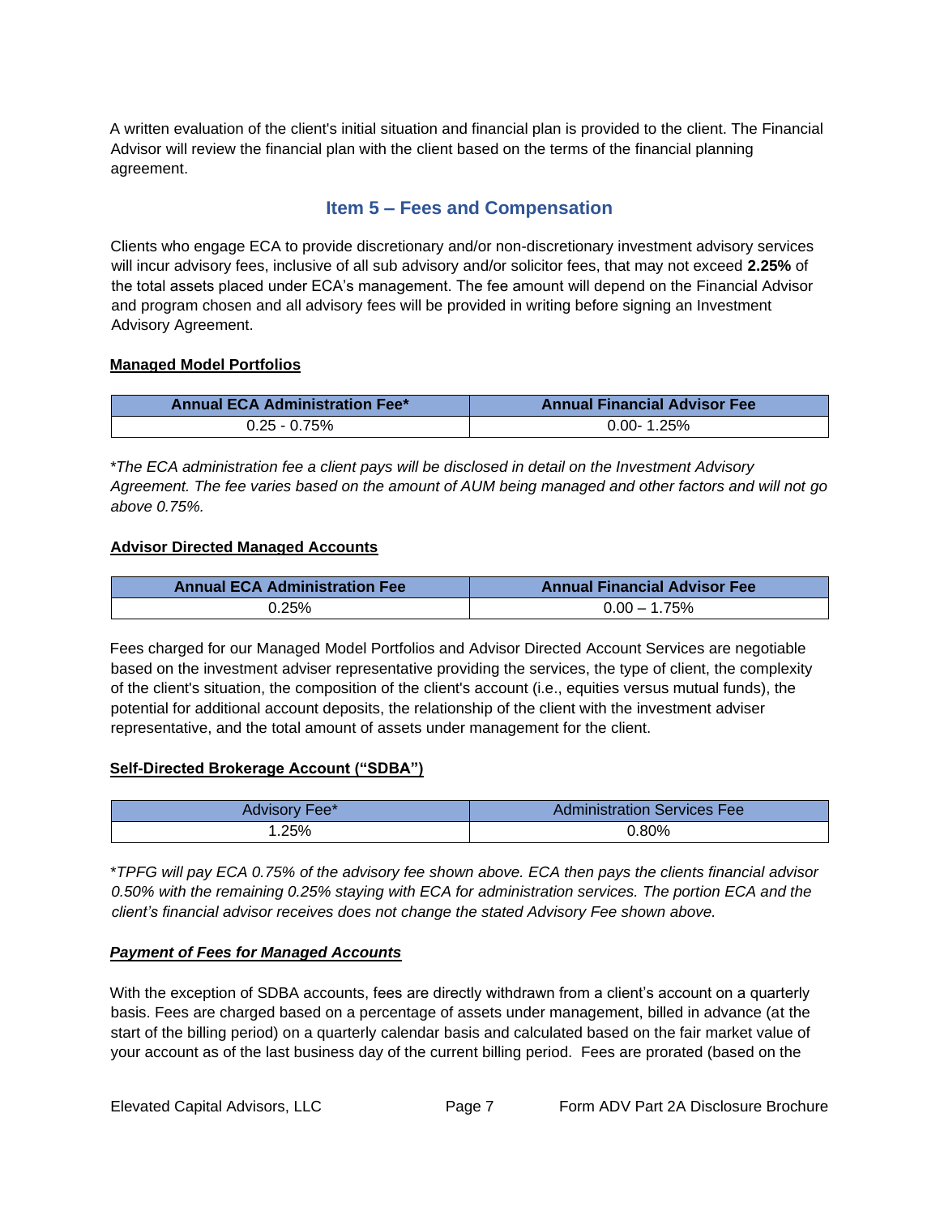A written evaluation of the client's initial situation and financial plan is provided to the client. The Financial Advisor will review the financial plan with the client based on the terms of the financial planning agreement.

## Item 5 – Fees and Compensation

Clients who engage ECA to provide discretionary and/or non-discretionary investment advisory services will incur advisory fees, inclusive of all sub advisory and/or solicitor fees, that may not exceed **2.25%** of the total assets placed under ECA's management. The fee amount will depend on the Financial Advisor and program chosen and all advisory fees will be provided in writing before signing an Investment Advisory Agreement.

**Managed Model Portfolios**

| Annual ECA Administration Fee* | Annual Financial Advisor Fee |
|---|---|
| 0.25 - 0.75% | 0.00- 1.25% |

*\*The ECA administration fee a client pays will be disclosed in detail on the Investment Advisory Agreement. The fee varies based on the amount of AUM being managed and other factors and will not go above 0.75%.*

**Advisor Directed Managed Accounts**

| Annual ECA Administration Fee | Annual Financial Advisor Fee |
|---|---|
| 0.25% | 0.00 – 1.75% |

Fees charged for our Managed Model Portfolios and Advisor Directed Account Services are negotiable based on the investment adviser representative providing the services, the type of client, the complexity of the client's situation, the composition of the client's account (i.e., equities versus mutual funds), the potential for additional account deposits, the relationship of the client with the investment adviser representative, and the total amount of assets under management for the client.

**Self-Directed Brokerage Account ("SDBA")**

| Advisory Fee* | Administration Services Fee |
|---|---|
| 1.25% | 0.80% |

*\*TPFG will pay ECA 0.75% of the advisory fee shown above. ECA then pays the clients financial advisor 0.50% with the remaining 0.25% staying with ECA for administration services. The portion ECA and the client's financial advisor receives does not change the stated Advisory Fee shown above.*

***Payment of Fees for Managed Accounts***

With the exception of SDBA accounts, fees are directly withdrawn from a client's account on a quarterly basis. Fees are charged based on a percentage of assets under management, billed in advance (at the start of the billing period) on a quarterly calendar basis and calculated based on the fair market value of your account as of the last business day of the current billing period. Fees are prorated (based on the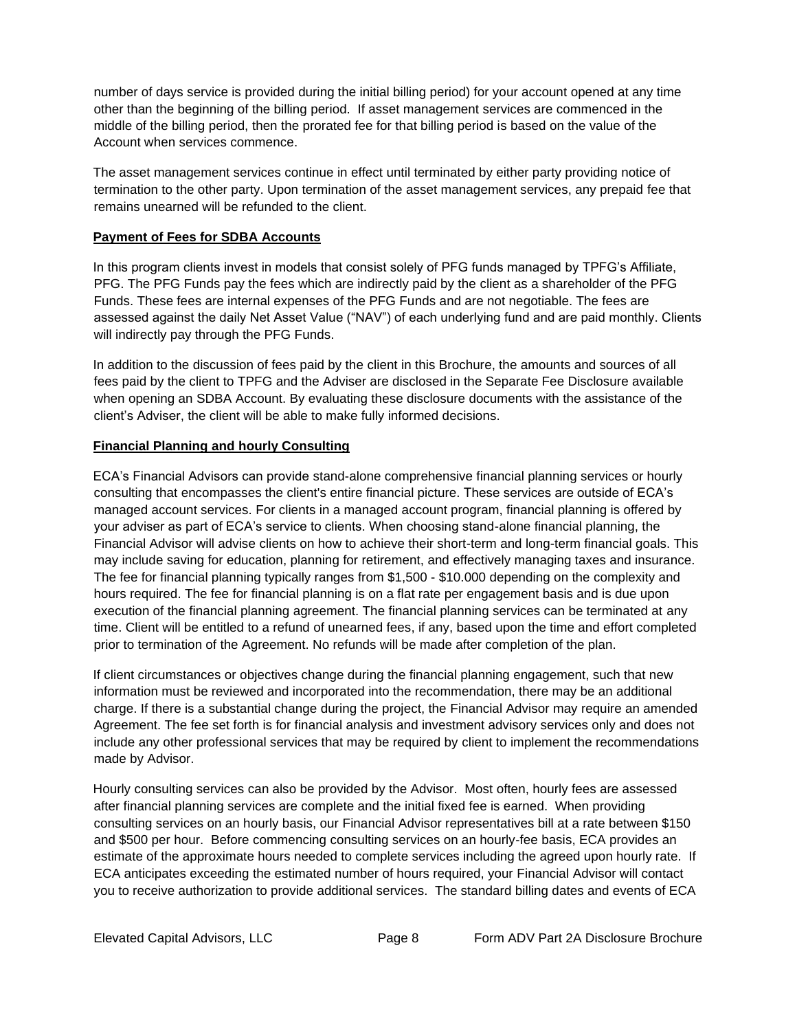number of days service is provided during the initial billing period) for your account opened at any time other than the beginning of the billing period. If asset management services are commenced in the middle of the billing period, then the prorated fee for that billing period is based on the value of the Account when services commence.

The asset management services continue in effect until terminated by either party providing notice of termination to the other party. Upon termination of the asset management services, any prepaid fee that remains unearned will be refunded to the client.

**Payment of Fees for SDBA Accounts**

In this program clients invest in models that consist solely of PFG funds managed by TPFG's Affiliate, PFG. The PFG Funds pay the fees which are indirectly paid by the client as a shareholder of the PFG Funds. These fees are internal expenses of the PFG Funds and are not negotiable. The fees are assessed against the daily Net Asset Value ("NAV") of each underlying fund and are paid monthly. Clients will indirectly pay through the PFG Funds.

In addition to the discussion of fees paid by the client in this Brochure, the amounts and sources of all fees paid by the client to TPFG and the Adviser are disclosed in the Separate Fee Disclosure available when opening an SDBA Account. By evaluating these disclosure documents with the assistance of the client's Adviser, the client will be able to make fully informed decisions.

**Financial Planning and hourly Consulting**

ECA's Financial Advisors can provide stand-alone comprehensive financial planning services or hourly consulting that encompasses the client's entire financial picture. These services are outside of ECA's managed account services. For clients in a managed account program, financial planning is offered by your adviser as part of ECA's service to clients. When choosing stand-alone financial planning, the Financial Advisor will advise clients on how to achieve their short-term and long-term financial goals. This may include saving for education, planning for retirement, and effectively managing taxes and insurance. The fee for financial planning typically ranges from $1,500 - $10.000 depending on the complexity and hours required. The fee for financial planning is on a flat rate per engagement basis and is due upon execution of the financial planning agreement. The financial planning services can be terminated at any time. Client will be entitled to a refund of unearned fees, if any, based upon the time and effort completed prior to termination of the Agreement. No refunds will be made after completion of the plan.

If client circumstances or objectives change during the financial planning engagement, such that new information must be reviewed and incorporated into the recommendation, there may be an additional charge. If there is a substantial change during the project, the Financial Advisor may require an amended Agreement. The fee set forth is for financial analysis and investment advisory services only and does not include any other professional services that may be required by client to implement the recommendations made by Advisor.

Hourly consulting services can also be provided by the Advisor. Most often, hourly fees are assessed after financial planning services are complete and the initial fixed fee is earned. When providing consulting services on an hourly basis, our Financial Advisor representatives bill at a rate between $150 and $500 per hour. Before commencing consulting services on an hourly-fee basis, ECA provides an estimate of the approximate hours needed to complete services including the agreed upon hourly rate. If ECA anticipates exceeding the estimated number of hours required, your Financial Advisor will contact you to receive authorization to provide additional services. The standard billing dates and events of ECA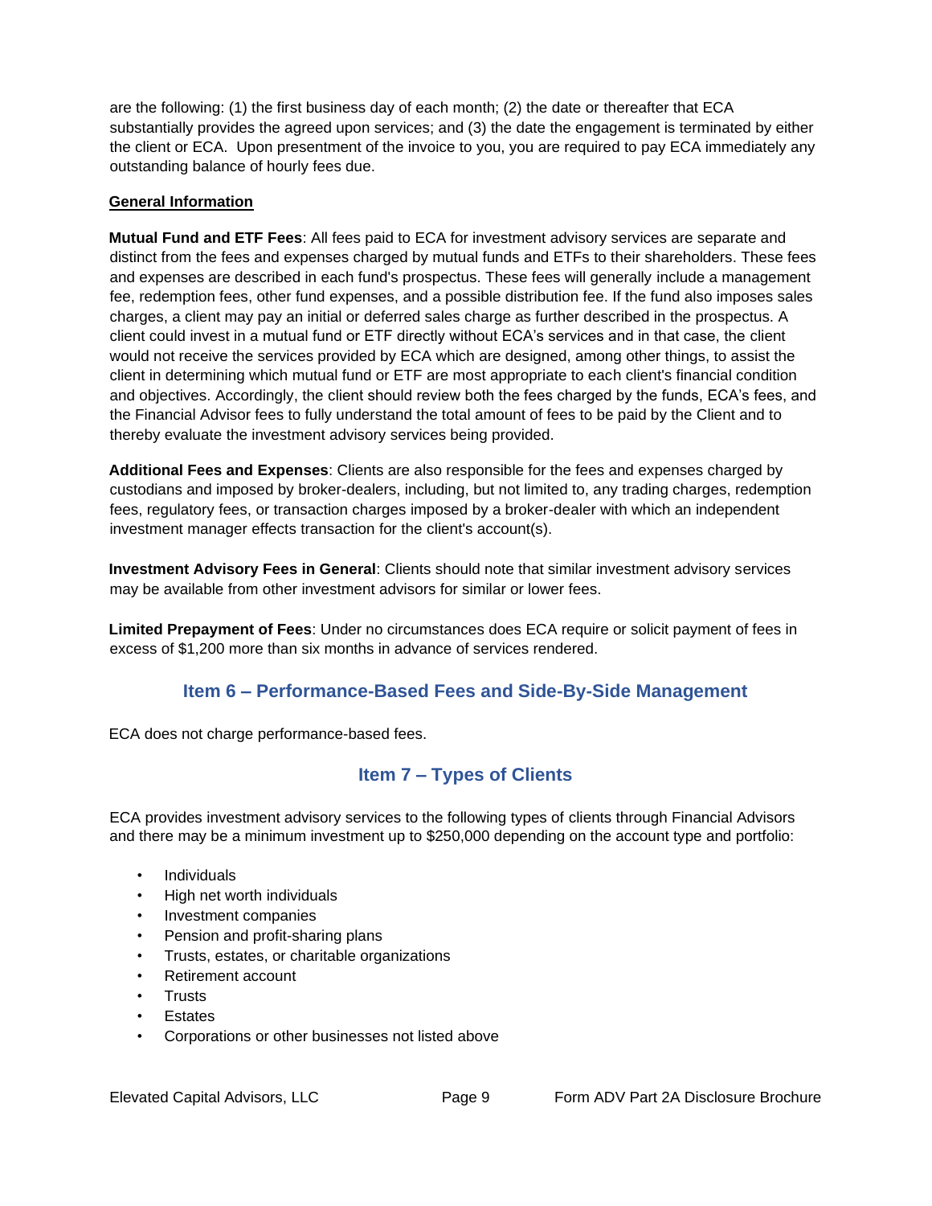are the following: (1) the first business day of each month; (2) the date or thereafter that ECA substantially provides the agreed upon services; and (3) the date the engagement is terminated by either the client or ECA. Upon presentment of the invoice to you, you are required to pay ECA immediately any outstanding balance of hourly fees due.

**General Information**

**Mutual Fund and ETF Fees**: All fees paid to ECA for investment advisory services are separate and distinct from the fees and expenses charged by mutual funds and ETFs to their shareholders. These fees and expenses are described in each fund's prospectus. These fees will generally include a management fee, redemption fees, other fund expenses, and a possible distribution fee. If the fund also imposes sales charges, a client may pay an initial or deferred sales charge as further described in the prospectus. A client could invest in a mutual fund or ETF directly without ECA's services and in that case, the client would not receive the services provided by ECA which are designed, among other things, to assist the client in determining which mutual fund or ETF are most appropriate to each client's financial condition and objectives. Accordingly, the client should review both the fees charged by the funds, ECA's fees, and the Financial Advisor fees to fully understand the total amount of fees to be paid by the Client and to thereby evaluate the investment advisory services being provided.

**Additional Fees and Expenses**: Clients are also responsible for the fees and expenses charged by custodians and imposed by broker-dealers, including, but not limited to, any trading charges, redemption fees, regulatory fees, or transaction charges imposed by a broker-dealer with which an independent investment manager effects transaction for the client's account(s).

**Investment Advisory Fees in General**: Clients should note that similar investment advisory services may be available from other investment advisors for similar or lower fees.

**Limited Prepayment of Fees**: Under no circumstances does ECA require or solicit payment of fees in excess of $1,200 more than six months in advance of services rendered.

## Item 6 – Performance-Based Fees and Side-By-Side Management

ECA does not charge performance-based fees.

## Item 7 – Types of Clients

ECA provides investment advisory services to the following types of clients through Financial Advisors and there may be a minimum investment up to $250,000 depending on the account type and portfolio:

- Individuals
- High net worth individuals
- Investment companies
- Pension and profit-sharing plans
- Trusts, estates, or charitable organizations
- Retirement account
- Trusts
- Estates
- Corporations or other businesses not listed above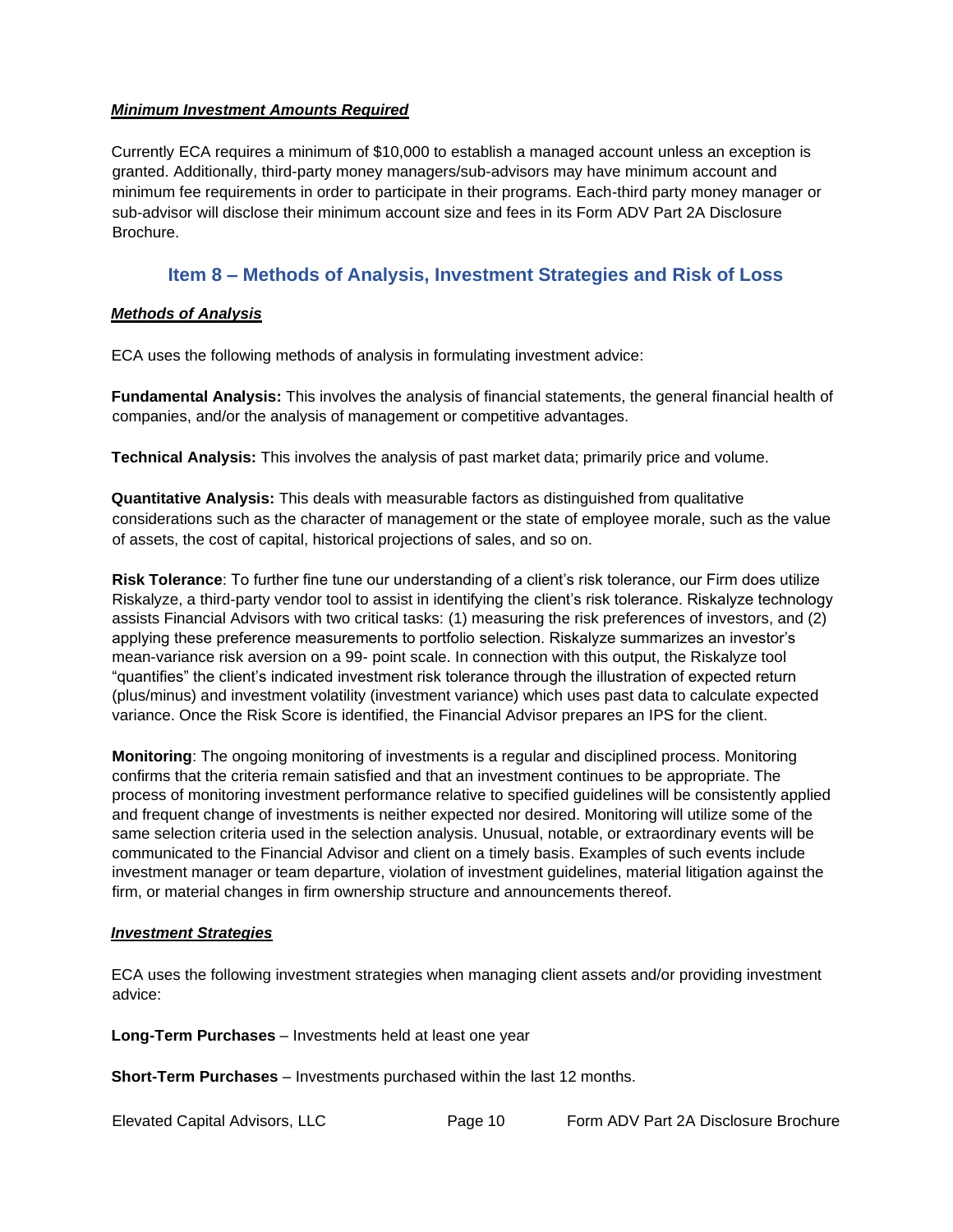***Minimum Investment Amounts Required***

Currently ECA requires a minimum of $10,000 to establish a managed account unless an exception is granted. Additionally, third-party money managers/sub-advisors may have minimum account and minimum fee requirements in order to participate in their programs. Each-third party money manager or sub-advisor will disclose their minimum account size and fees in its Form ADV Part 2A Disclosure Brochure.

## Item 8 – Methods of Analysis, Investment Strategies and Risk of Loss

***Methods of Analysis***

ECA uses the following methods of analysis in formulating investment advice:

**Fundamental Analysis:** This involves the analysis of financial statements, the general financial health of companies, and/or the analysis of management or competitive advantages.

**Technical Analysis:** This involves the analysis of past market data; primarily price and volume.

**Quantitative Analysis:** This deals with measurable factors as distinguished from qualitative considerations such as the character of management or the state of employee morale, such as the value of assets, the cost of capital, historical projections of sales, and so on.

**Risk Tolerance**: To further fine tune our understanding of a client's risk tolerance, our Firm does utilize Riskalyze, a third-party vendor tool to assist in identifying the client's risk tolerance. Riskalyze technology assists Financial Advisors with two critical tasks: (1) measuring the risk preferences of investors, and (2) applying these preference measurements to portfolio selection. Riskalyze summarizes an investor's mean-variance risk aversion on a 99- point scale. In connection with this output, the Riskalyze tool "quantifies" the client's indicated investment risk tolerance through the illustration of expected return (plus/minus) and investment volatility (investment variance) which uses past data to calculate expected variance. Once the Risk Score is identified, the Financial Advisor prepares an IPS for the client.

**Monitoring**: The ongoing monitoring of investments is a regular and disciplined process. Monitoring confirms that the criteria remain satisfied and that an investment continues to be appropriate. The process of monitoring investment performance relative to specified guidelines will be consistently applied and frequent change of investments is neither expected nor desired. Monitoring will utilize some of the same selection criteria used in the selection analysis. Unusual, notable, or extraordinary events will be communicated to the Financial Advisor and client on a timely basis. Examples of such events include investment manager or team departure, violation of investment guidelines, material litigation against the firm, or material changes in firm ownership structure and announcements thereof.

***Investment Strategies***

ECA uses the following investment strategies when managing client assets and/or providing investment advice:

**Long-Term Purchases** – Investments held at least one year

**Short-Term Purchases** – Investments purchased within the last 12 months.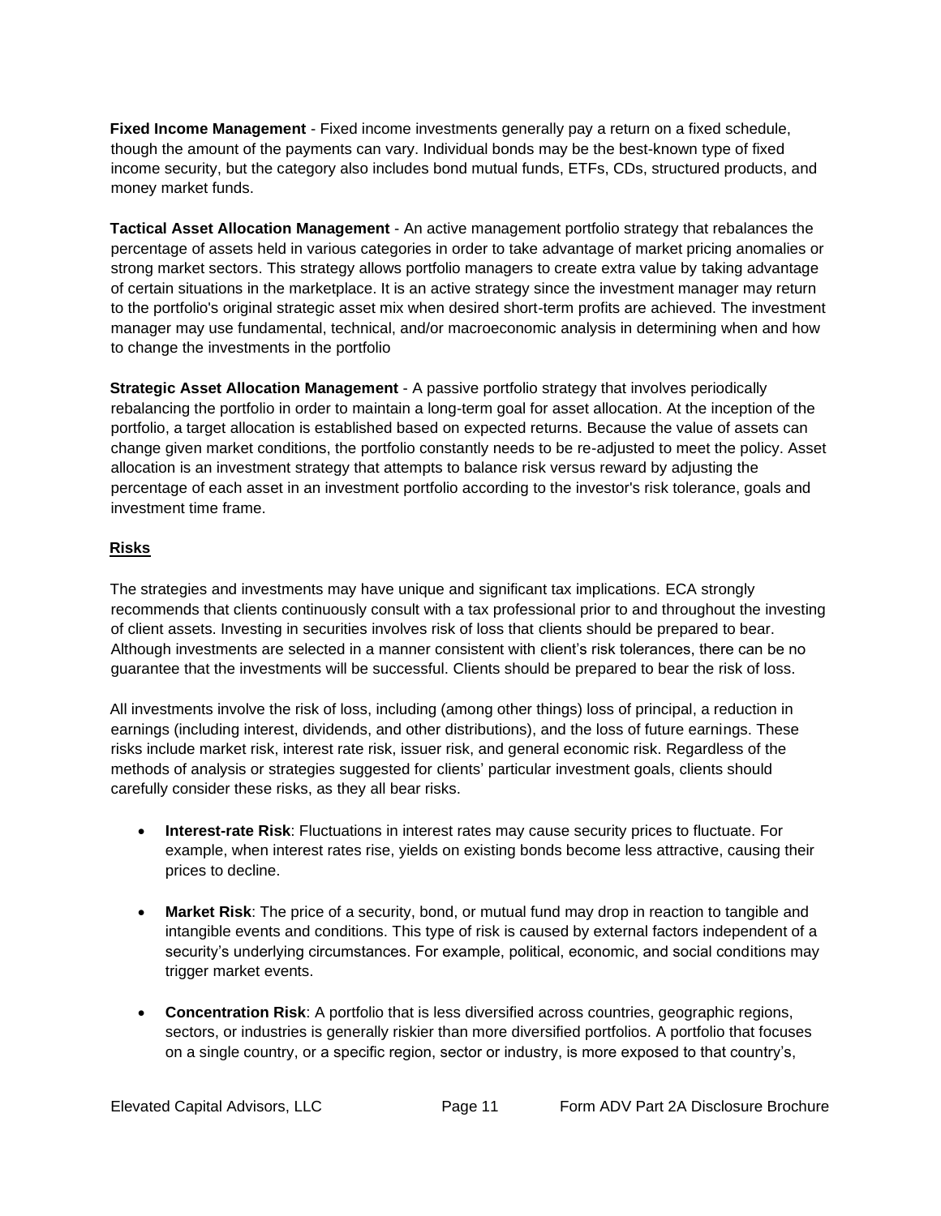**Fixed Income Management** - Fixed income investments generally pay a return on a fixed schedule, though the amount of the payments can vary. Individual bonds may be the best-known type of fixed income security, but the category also includes bond mutual funds, ETFs, CDs, structured products, and money market funds.

**Tactical Asset Allocation Management** - An active management portfolio strategy that rebalances the percentage of assets held in various categories in order to take advantage of market pricing anomalies or strong market sectors. This strategy allows portfolio managers to create extra value by taking advantage of certain situations in the marketplace. It is an active strategy since the investment manager may return to the portfolio's original strategic asset mix when desired short-term profits are achieved. The investment manager may use fundamental, technical, and/or macroeconomic analysis in determining when and how to change the investments in the portfolio

**Strategic Asset Allocation Management** - A passive portfolio strategy that involves periodically rebalancing the portfolio in order to maintain a long-term goal for asset allocation. At the inception of the portfolio, a target allocation is established based on expected returns. Because the value of assets can change given market conditions, the portfolio constantly needs to be re-adjusted to meet the policy. Asset allocation is an investment strategy that attempts to balance risk versus reward by adjusting the percentage of each asset in an investment portfolio according to the investor's risk tolerance, goals and investment time frame.

## Risks

The strategies and investments may have unique and significant tax implications. ECA strongly recommends that clients continuously consult with a tax professional prior to and throughout the investing of client assets. Investing in securities involves risk of loss that clients should be prepared to bear. Although investments are selected in a manner consistent with client's risk tolerances, there can be no guarantee that the investments will be successful. Clients should be prepared to bear the risk of loss.

All investments involve the risk of loss, including (among other things) loss of principal, a reduction in earnings (including interest, dividends, and other distributions), and the loss of future earnings. These risks include market risk, interest rate risk, issuer risk, and general economic risk. Regardless of the methods of analysis or strategies suggested for clients' particular investment goals, clients should carefully consider these risks, as they all bear risks.

- **Interest-rate Risk**: Fluctuations in interest rates may cause security prices to fluctuate. For example, when interest rates rise, yields on existing bonds become less attractive, causing their prices to decline.

- **Market Risk**: The price of a security, bond, or mutual fund may drop in reaction to tangible and intangible events and conditions. This type of risk is caused by external factors independent of a security's underlying circumstances. For example, political, economic, and social conditions may trigger market events.

- **Concentration Risk**: A portfolio that is less diversified across countries, geographic regions, sectors, or industries is generally riskier than more diversified portfolios. A portfolio that focuses on a single country, or a specific region, sector or industry, is more exposed to that country's,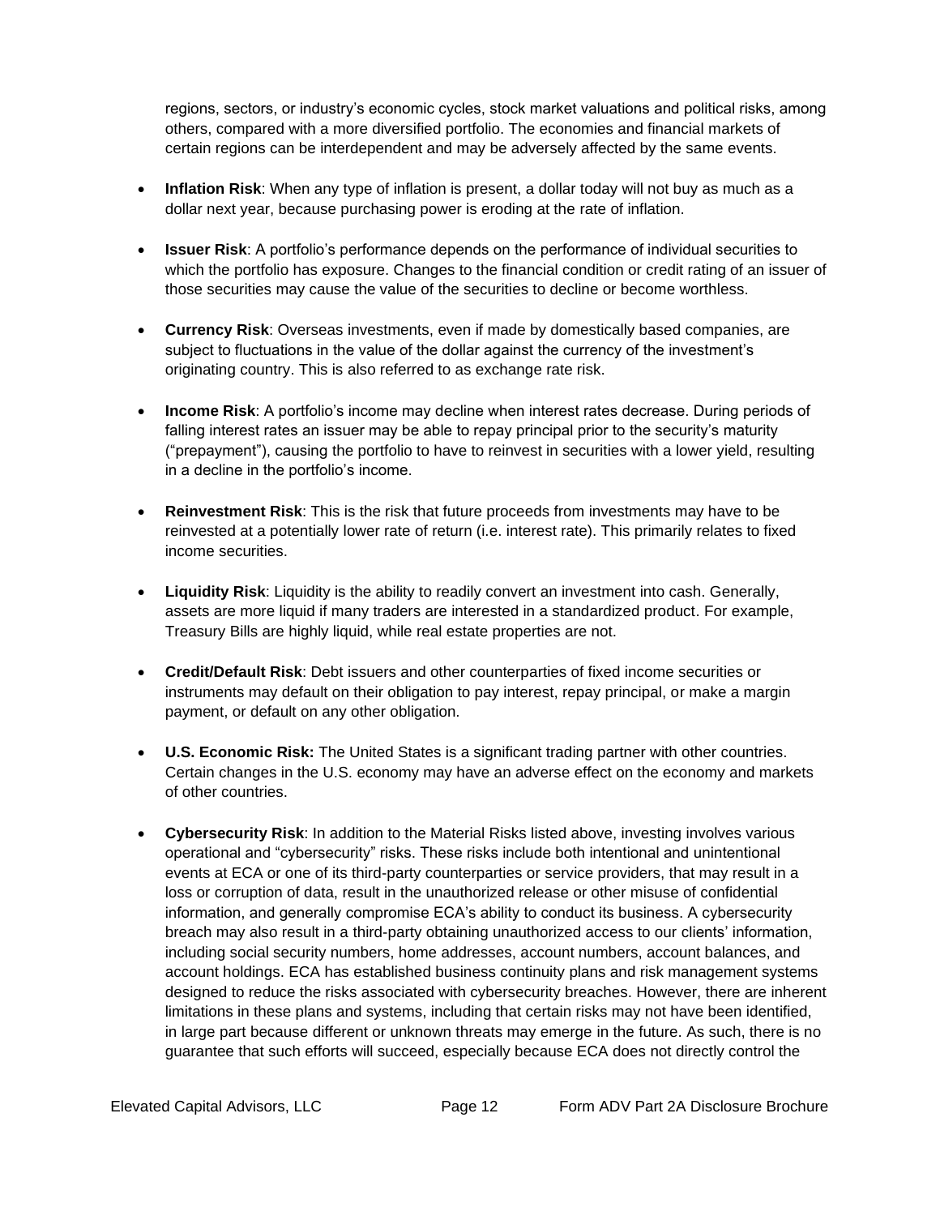regions, sectors, or industry's economic cycles, stock market valuations and political risks, among others, compared with a more diversified portfolio. The economies and financial markets of certain regions can be interdependent and may be adversely affected by the same events.

- **Inflation Risk**: When any type of inflation is present, a dollar today will not buy as much as a dollar next year, because purchasing power is eroding at the rate of inflation.

- **Issuer Risk**: A portfolio's performance depends on the performance of individual securities to which the portfolio has exposure. Changes to the financial condition or credit rating of an issuer of those securities may cause the value of the securities to decline or become worthless.

- **Currency Risk**: Overseas investments, even if made by domestically based companies, are subject to fluctuations in the value of the dollar against the currency of the investment's originating country. This is also referred to as exchange rate risk.

- **Income Risk**: A portfolio's income may decline when interest rates decrease. During periods of falling interest rates an issuer may be able to repay principal prior to the security's maturity ("prepayment"), causing the portfolio to have to reinvest in securities with a lower yield, resulting in a decline in the portfolio's income.

- **Reinvestment Risk**: This is the risk that future proceeds from investments may have to be reinvested at a potentially lower rate of return (i.e. interest rate). This primarily relates to fixed income securities.

- **Liquidity Risk**: Liquidity is the ability to readily convert an investment into cash. Generally, assets are more liquid if many traders are interested in a standardized product. For example, Treasury Bills are highly liquid, while real estate properties are not.

- **Credit/Default Risk**: Debt issuers and other counterparties of fixed income securities or instruments may default on their obligation to pay interest, repay principal, or make a margin payment, or default on any other obligation.

- **U.S. Economic Risk:** The United States is a significant trading partner with other countries. Certain changes in the U.S. economy may have an adverse effect on the economy and markets of other countries.

- **Cybersecurity Risk**: In addition to the Material Risks listed above, investing involves various operational and "cybersecurity" risks. These risks include both intentional and unintentional events at ECA or one of its third-party counterparties or service providers, that may result in a loss or corruption of data, result in the unauthorized release or other misuse of confidential information, and generally compromise ECA's ability to conduct its business. A cybersecurity breach may also result in a third-party obtaining unauthorized access to our clients' information, including social security numbers, home addresses, account numbers, account balances, and account holdings. ECA has established business continuity plans and risk management systems designed to reduce the risks associated with cybersecurity breaches. However, there are inherent limitations in these plans and systems, including that certain risks may not have been identified, in large part because different or unknown threats may emerge in the future. As such, there is no guarantee that such efforts will succeed, especially because ECA does not directly control the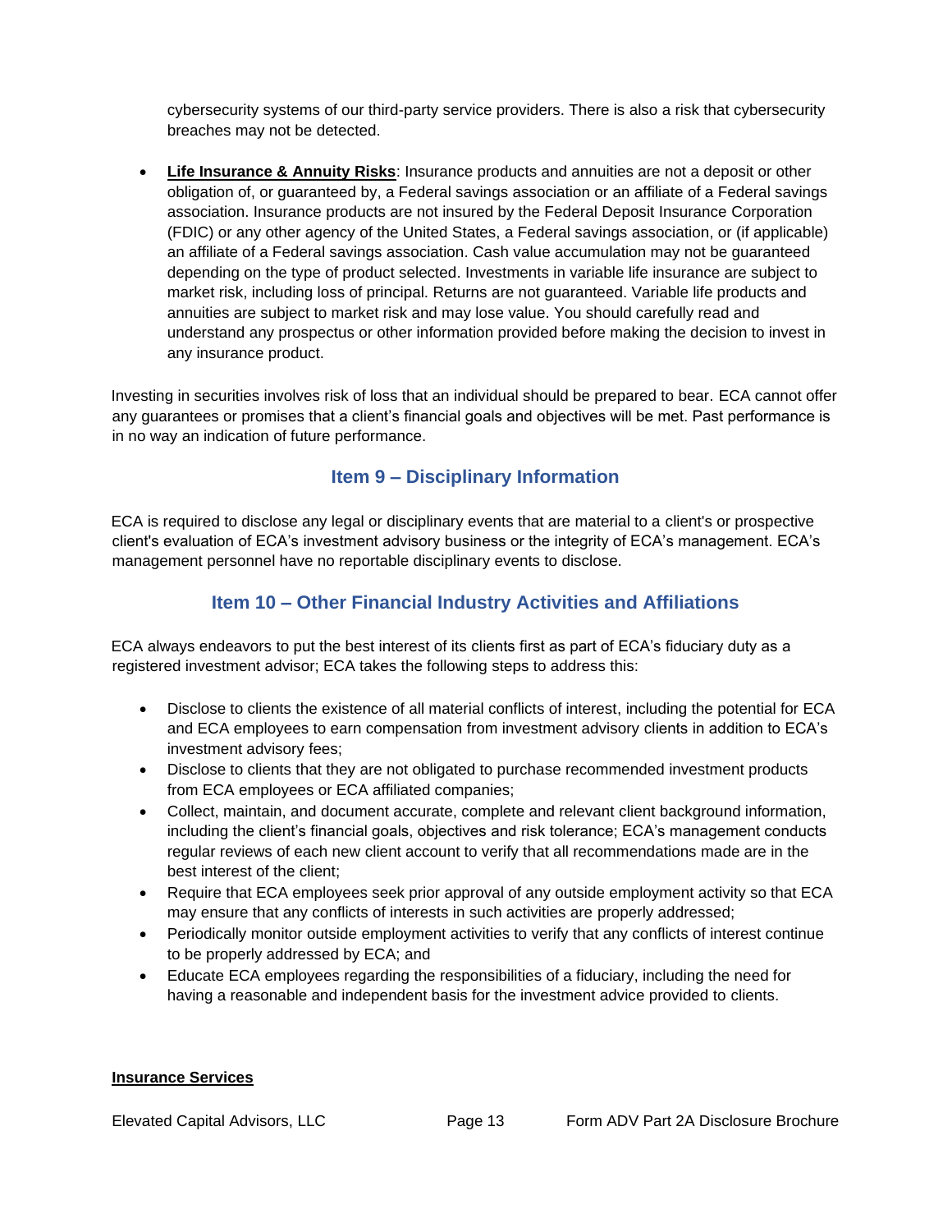cybersecurity systems of our third-party service providers. There is also a risk that cybersecurity breaches may not be detected.

- **Life Insurance & Annuity Risks**: Insurance products and annuities are not a deposit or other obligation of, or guaranteed by, a Federal savings association or an affiliate of a Federal savings association. Insurance products are not insured by the Federal Deposit Insurance Corporation (FDIC) or any other agency of the United States, a Federal savings association, or (if applicable) an affiliate of a Federal savings association. Cash value accumulation may not be guaranteed depending on the type of product selected. Investments in variable life insurance are subject to market risk, including loss of principal. Returns are not guaranteed. Variable life products and annuities are subject to market risk and may lose value. You should carefully read and understand any prospectus or other information provided before making the decision to invest in any insurance product.

Investing in securities involves risk of loss that an individual should be prepared to bear. ECA cannot offer any guarantees or promises that a client's financial goals and objectives will be met. Past performance is in no way an indication of future performance.

## Item 9 – Disciplinary Information

ECA is required to disclose any legal or disciplinary events that are material to a client's or prospective client's evaluation of ECA's investment advisory business or the integrity of ECA's management. ECA's management personnel have no reportable disciplinary events to disclose.

## Item 10 – Other Financial Industry Activities and Affiliations

ECA always endeavors to put the best interest of its clients first as part of ECA's fiduciary duty as a registered investment advisor; ECA takes the following steps to address this:

- Disclose to clients the existence of all material conflicts of interest, including the potential for ECA and ECA employees to earn compensation from investment advisory clients in addition to ECA's investment advisory fees;
- Disclose to clients that they are not obligated to purchase recommended investment products from ECA employees or ECA affiliated companies;
- Collect, maintain, and document accurate, complete and relevant client background information, including the client's financial goals, objectives and risk tolerance; ECA's management conducts regular reviews of each new client account to verify that all recommendations made are in the best interest of the client;
- Require that ECA employees seek prior approval of any outside employment activity so that ECA may ensure that any conflicts of interests in such activities are properly addressed;
- Periodically monitor outside employment activities to verify that any conflicts of interest continue to be properly addressed by ECA; and
- Educate ECA employees regarding the responsibilities of a fiduciary, including the need for having a reasonable and independent basis for the investment advice provided to clients.

**Insurance Services**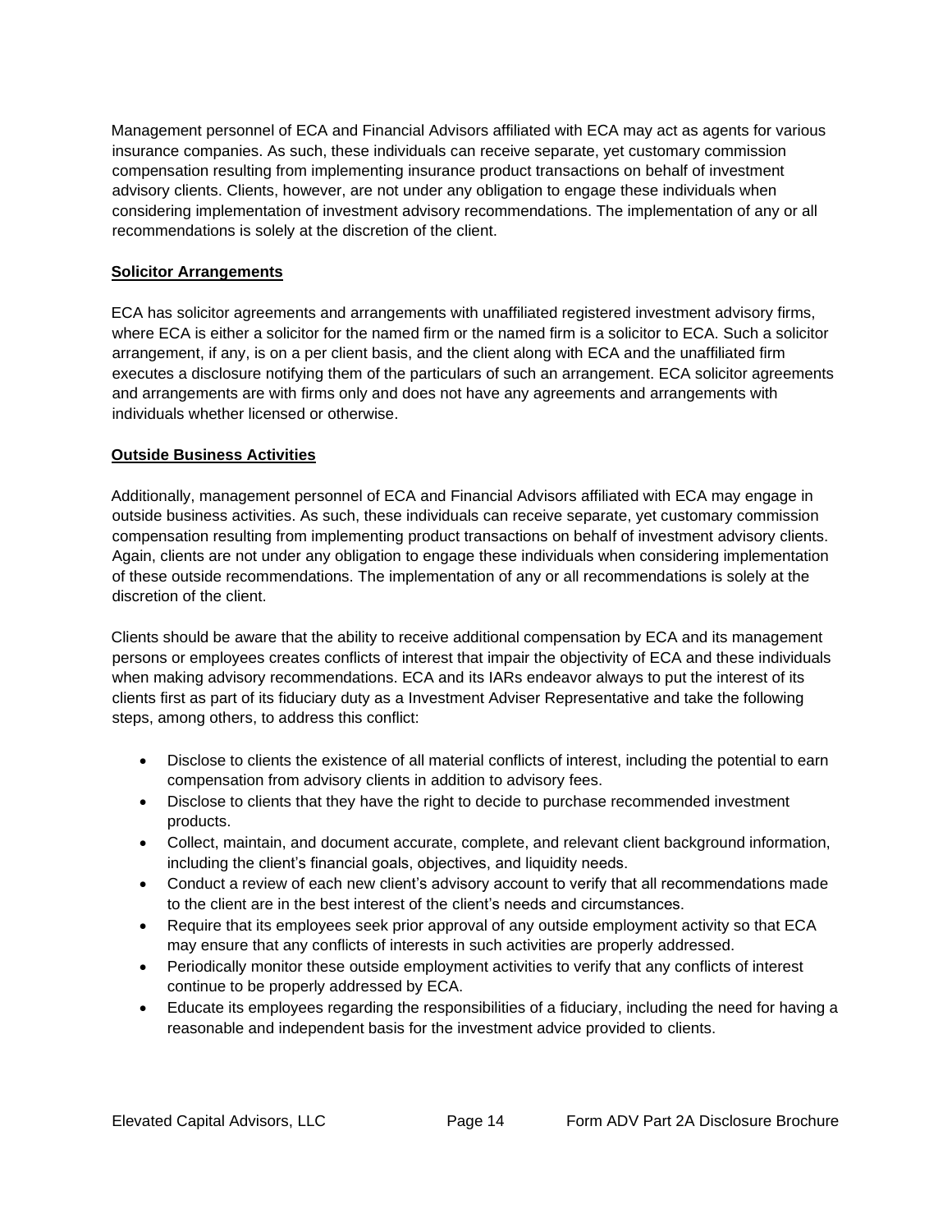Management personnel of ECA and Financial Advisors affiliated with ECA may act as agents for various insurance companies. As such, these individuals can receive separate, yet customary commission compensation resulting from implementing insurance product transactions on behalf of investment advisory clients. Clients, however, are not under any obligation to engage these individuals when considering implementation of investment advisory recommendations. The implementation of any or all recommendations is solely at the discretion of the client.

**Solicitor Arrangements**

ECA has solicitor agreements and arrangements with unaffiliated registered investment advisory firms, where ECA is either a solicitor for the named firm or the named firm is a solicitor to ECA. Such a solicitor arrangement, if any, is on a per client basis, and the client along with ECA and the unaffiliated firm executes a disclosure notifying them of the particulars of such an arrangement. ECA solicitor agreements and arrangements are with firms only and does not have any agreements and arrangements with individuals whether licensed or otherwise.

**Outside Business Activities**

Additionally, management personnel of ECA and Financial Advisors affiliated with ECA may engage in outside business activities. As such, these individuals can receive separate, yet customary commission compensation resulting from implementing product transactions on behalf of investment advisory clients. Again, clients are not under any obligation to engage these individuals when considering implementation of these outside recommendations. The implementation of any or all recommendations is solely at the discretion of the client.

Clients should be aware that the ability to receive additional compensation by ECA and its management persons or employees creates conflicts of interest that impair the objectivity of ECA and these individuals when making advisory recommendations. ECA and its IARs endeavor always to put the interest of its clients first as part of its fiduciary duty as a Investment Adviser Representative and take the following steps, among others, to address this conflict:

- Disclose to clients the existence of all material conflicts of interest, including the potential to earn compensation from advisory clients in addition to advisory fees.
- Disclose to clients that they have the right to decide to purchase recommended investment products.
- Collect, maintain, and document accurate, complete, and relevant client background information, including the client's financial goals, objectives, and liquidity needs.
- Conduct a review of each new client's advisory account to verify that all recommendations made to the client are in the best interest of the client's needs and circumstances.
- Require that its employees seek prior approval of any outside employment activity so that ECA may ensure that any conflicts of interests in such activities are properly addressed.
- Periodically monitor these outside employment activities to verify that any conflicts of interest continue to be properly addressed by ECA.
- Educate its employees regarding the responsibilities of a fiduciary, including the need for having a reasonable and independent basis for the investment advice provided to clients.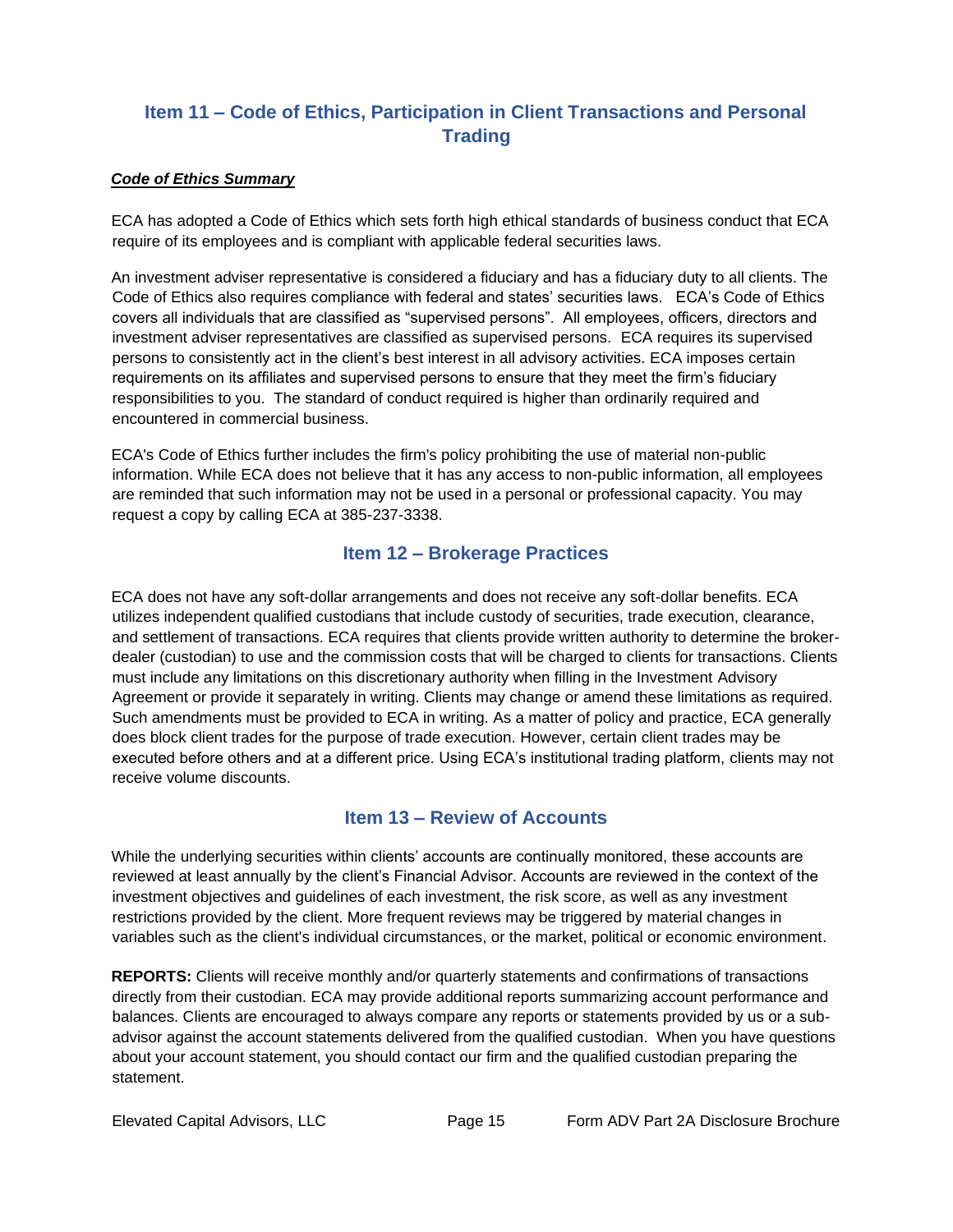## Item 11 – Code of Ethics, Participation in Client Transactions and Personal Trading

***Code of Ethics Summary***

ECA has adopted a Code of Ethics which sets forth high ethical standards of business conduct that ECA require of its employees and is compliant with applicable federal securities laws.

An investment adviser representative is considered a fiduciary and has a fiduciary duty to all clients. The Code of Ethics also requires compliance with federal and states' securities laws. ECA's Code of Ethics covers all individuals that are classified as "supervised persons". All employees, officers, directors and investment adviser representatives are classified as supervised persons. ECA requires its supervised persons to consistently act in the client's best interest in all advisory activities. ECA imposes certain requirements on its affiliates and supervised persons to ensure that they meet the firm's fiduciary responsibilities to you. The standard of conduct required is higher than ordinarily required and encountered in commercial business.

ECA's Code of Ethics further includes the firm's policy prohibiting the use of material non-public information. While ECA does not believe that it has any access to non-public information, all employees are reminded that such information may not be used in a personal or professional capacity. You may request a copy by calling ECA at 385-237-3338.

## Item 12 – Brokerage Practices

ECA does not have any soft-dollar arrangements and does not receive any soft-dollar benefits. ECA utilizes independent qualified custodians that include custody of securities, trade execution, clearance, and settlement of transactions. ECA requires that clients provide written authority to determine the broker-dealer (custodian) to use and the commission costs that will be charged to clients for transactions. Clients must include any limitations on this discretionary authority when filling in the Investment Advisory Agreement or provide it separately in writing. Clients may change or amend these limitations as required. Such amendments must be provided to ECA in writing. As a matter of policy and practice, ECA generally does block client trades for the purpose of trade execution. However, certain client trades may be executed before others and at a different price. Using ECA's institutional trading platform, clients may not receive volume discounts.

## Item 13 – Review of Accounts

While the underlying securities within clients' accounts are continually monitored, these accounts are reviewed at least annually by the client's Financial Advisor. Accounts are reviewed in the context of the investment objectives and guidelines of each investment, the risk score, as well as any investment restrictions provided by the client. More frequent reviews may be triggered by material changes in variables such as the client's individual circumstances, or the market, political or economic environment.

**REPORTS:** Clients will receive monthly and/or quarterly statements and confirmations of transactions directly from their custodian. ECA may provide additional reports summarizing account performance and balances. Clients are encouraged to always compare any reports or statements provided by us or a sub-advisor against the account statements delivered from the qualified custodian. When you have questions about your account statement, you should contact our firm and the qualified custodian preparing the statement.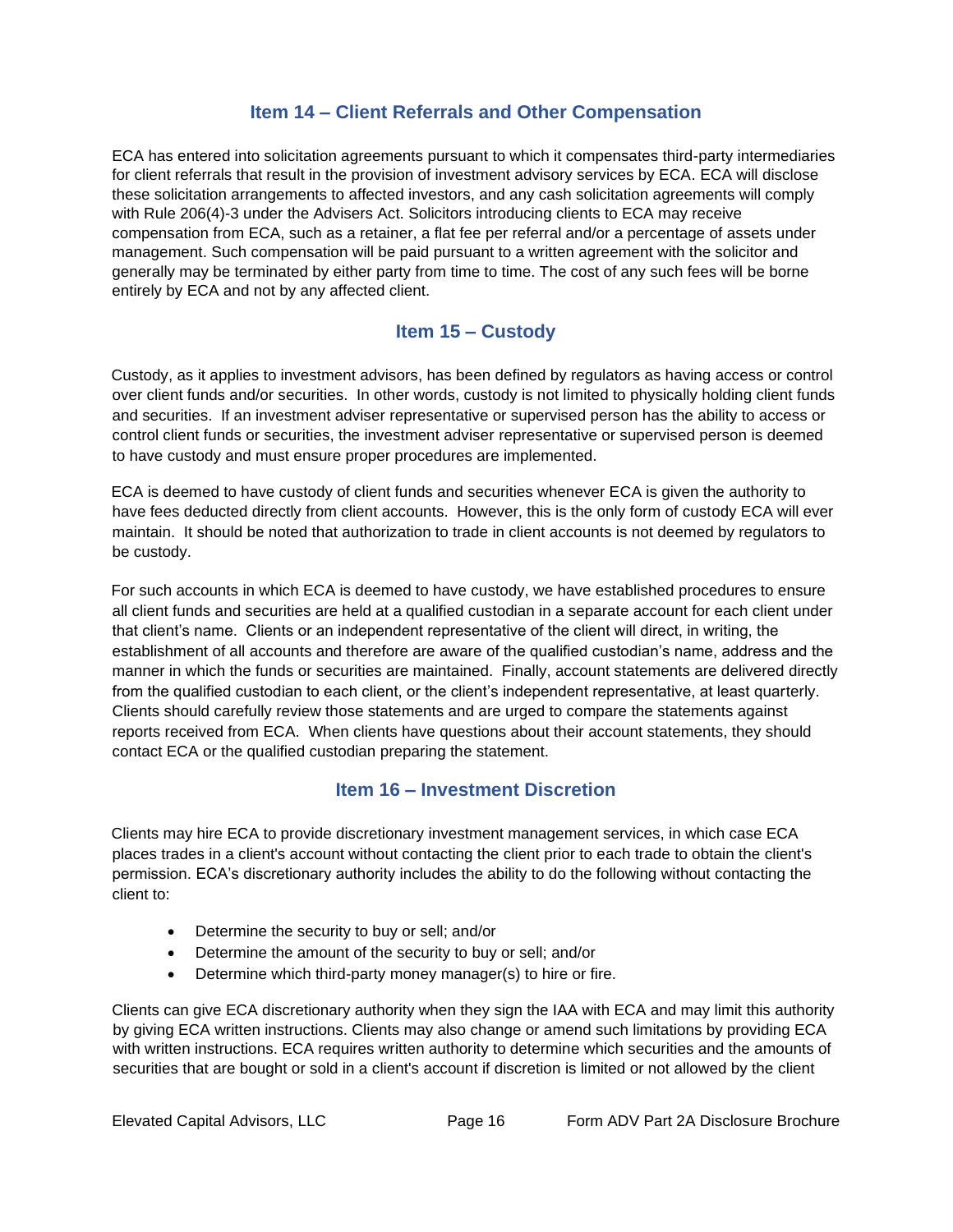## Item 14 – Client Referrals and Other Compensation

ECA has entered into solicitation agreements pursuant to which it compensates third-party intermediaries for client referrals that result in the provision of investment advisory services by ECA. ECA will disclose these solicitation arrangements to affected investors, and any cash solicitation agreements will comply with Rule 206(4)-3 under the Advisers Act. Solicitors introducing clients to ECA may receive compensation from ECA, such as a retainer, a flat fee per referral and/or a percentage of assets under management. Such compensation will be paid pursuant to a written agreement with the solicitor and generally may be terminated by either party from time to time. The cost of any such fees will be borne entirely by ECA and not by any affected client.

## Item 15 – Custody

Custody, as it applies to investment advisors, has been defined by regulators as having access or control over client funds and/or securities. In other words, custody is not limited to physically holding client funds and securities. If an investment adviser representative or supervised person has the ability to access or control client funds or securities, the investment adviser representative or supervised person is deemed to have custody and must ensure proper procedures are implemented.

ECA is deemed to have custody of client funds and securities whenever ECA is given the authority to have fees deducted directly from client accounts. However, this is the only form of custody ECA will ever maintain. It should be noted that authorization to trade in client accounts is not deemed by regulators to be custody.

For such accounts in which ECA is deemed to have custody, we have established procedures to ensure all client funds and securities are held at a qualified custodian in a separate account for each client under that client's name. Clients or an independent representative of the client will direct, in writing, the establishment of all accounts and therefore are aware of the qualified custodian's name, address and the manner in which the funds or securities are maintained. Finally, account statements are delivered directly from the qualified custodian to each client, or the client's independent representative, at least quarterly. Clients should carefully review those statements and are urged to compare the statements against reports received from ECA. When clients have questions about their account statements, they should contact ECA or the qualified custodian preparing the statement.

## Item 16 – Investment Discretion

Clients may hire ECA to provide discretionary investment management services, in which case ECA places trades in a client's account without contacting the client prior to each trade to obtain the client's permission. ECA's discretionary authority includes the ability to do the following without contacting the client to:

- Determine the security to buy or sell; and/or
- Determine the amount of the security to buy or sell; and/or
- Determine which third-party money manager(s) to hire or fire.

Clients can give ECA discretionary authority when they sign the IAA with ECA and may limit this authority by giving ECA written instructions. Clients may also change or amend such limitations by providing ECA with written instructions. ECA requires written authority to determine which securities and the amounts of securities that are bought or sold in a client's account if discretion is limited or not allowed by the client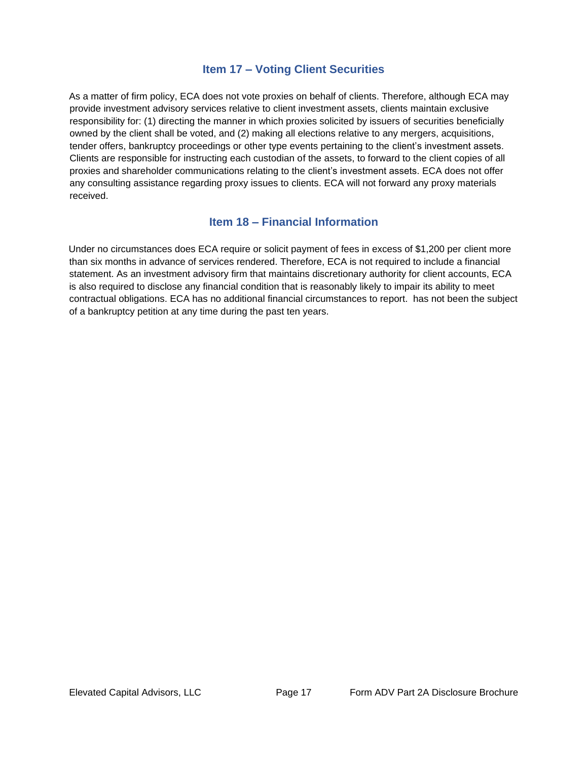## Item 17 – Voting Client Securities

As a matter of firm policy, ECA does not vote proxies on behalf of clients. Therefore, although ECA may provide investment advisory services relative to client investment assets, clients maintain exclusive responsibility for: (1) directing the manner in which proxies solicited by issuers of securities beneficially owned by the client shall be voted, and (2) making all elections relative to any mergers, acquisitions, tender offers, bankruptcy proceedings or other type events pertaining to the client's investment assets. Clients are responsible for instructing each custodian of the assets, to forward to the client copies of all proxies and shareholder communications relating to the client's investment assets. ECA does not offer any consulting assistance regarding proxy issues to clients. ECA will not forward any proxy materials received.

## Item 18 – Financial Information

Under no circumstances does ECA require or solicit payment of fees in excess of $1,200 per client more than six months in advance of services rendered. Therefore, ECA is not required to include a financial statement. As an investment advisory firm that maintains discretionary authority for client accounts, ECA is also required to disclose any financial condition that is reasonably likely to impair its ability to meet contractual obligations. ECA has no additional financial circumstances to report.  has not been the subject of a bankruptcy petition at any time during the past ten years.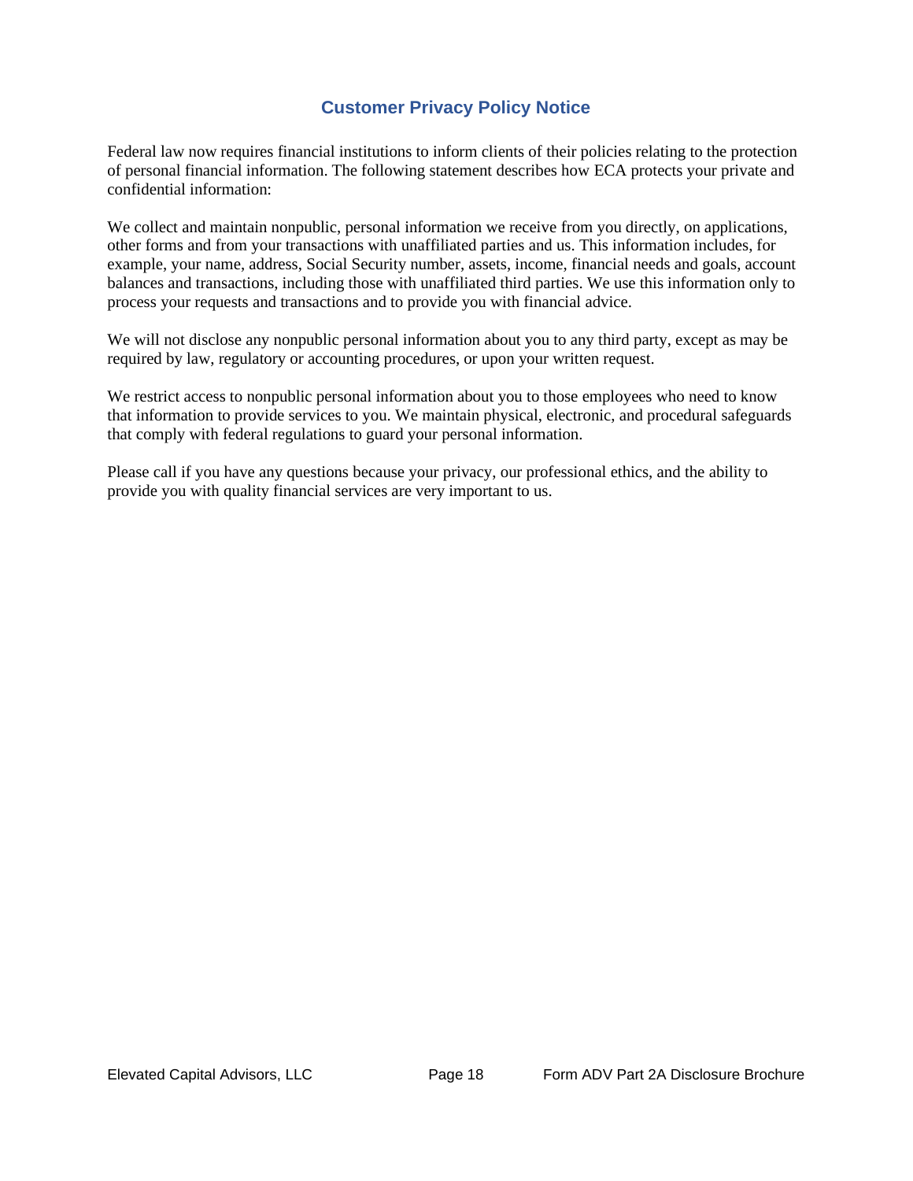## Customer Privacy Policy Notice

Federal law now requires financial institutions to inform clients of their policies relating to the protection of personal financial information. The following statement describes how ECA protects your private and confidential information:

We collect and maintain nonpublic, personal information we receive from you directly, on applications, other forms and from your transactions with unaffiliated parties and us. This information includes, for example, your name, address, Social Security number, assets, income, financial needs and goals, account balances and transactions, including those with unaffiliated third parties. We use this information only to process your requests and transactions and to provide you with financial advice.

We will not disclose any nonpublic personal information about you to any third party, except as may be required by law, regulatory or accounting procedures, or upon your written request.

We restrict access to nonpublic personal information about you to those employees who need to know that information to provide services to you. We maintain physical, electronic, and procedural safeguards that comply with federal regulations to guard your personal information.

Please call if you have any questions because your privacy, our professional ethics, and the ability to provide you with quality financial services are very important to us.